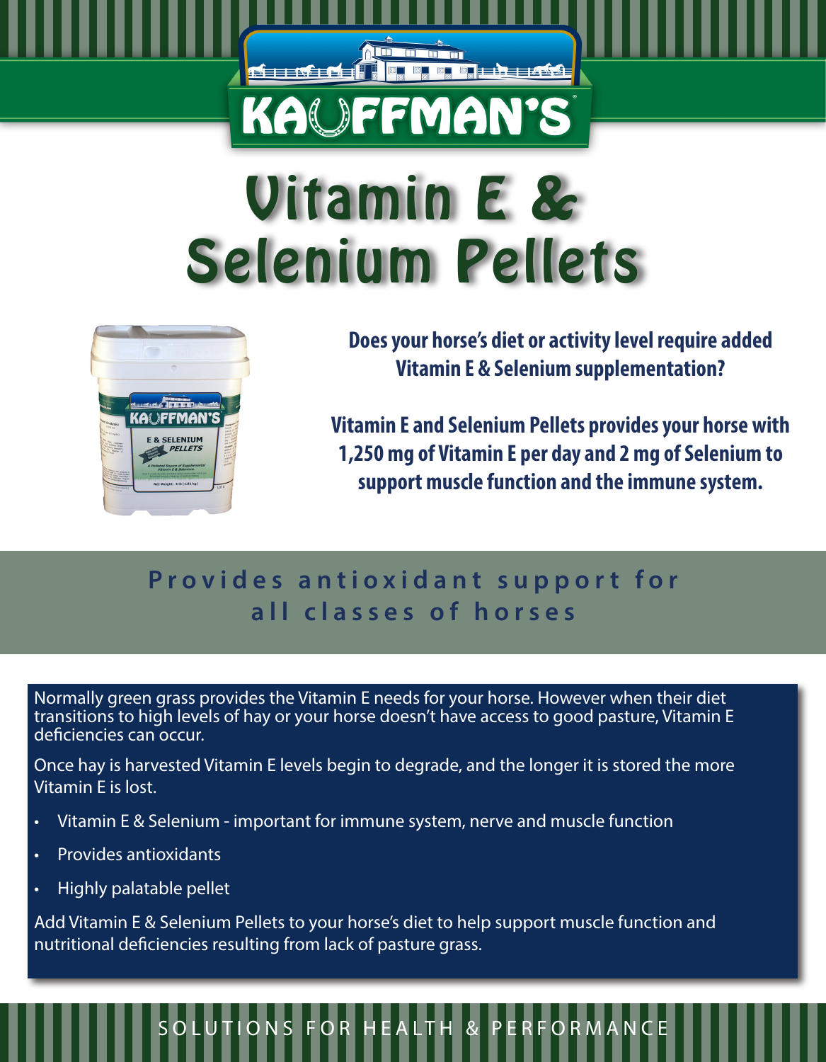# KAUFFMAN'S

# Vitamin E & Selenium Pellets

**Does your horse's diet or activity level require added Vitamin E & Selenium supplementation?**

**Vitamin E and Selenium Pellets provides your horse with 1,250 mg of Vitamin E per day and 2 mg of Selenium to support muscle function and the immune system.**

## Provides antioxidant support for all classes of horses

Normally green grass provides the Vitamin E needs for your horse. However when their diet transitions to high levels of hay or your horse doesn't have access to good pasture, Vitamin E deficiencies can occur.

Once hay is harvested Vitamin E levels begin to degrade, and the longer it is stored the more Vitamin E is lost.

- Vitamin E & Selenium - important for immune system, nerve and muscle function
- Provides antioxidants
- Highly palatable pellet

Add Vitamin E & Selenium Pellets to your horse's diet to help support muscle function and nutritional deficiencies resulting from lack of pasture grass.

SOLUTIONS FOR HEALTH & PERFORMANCE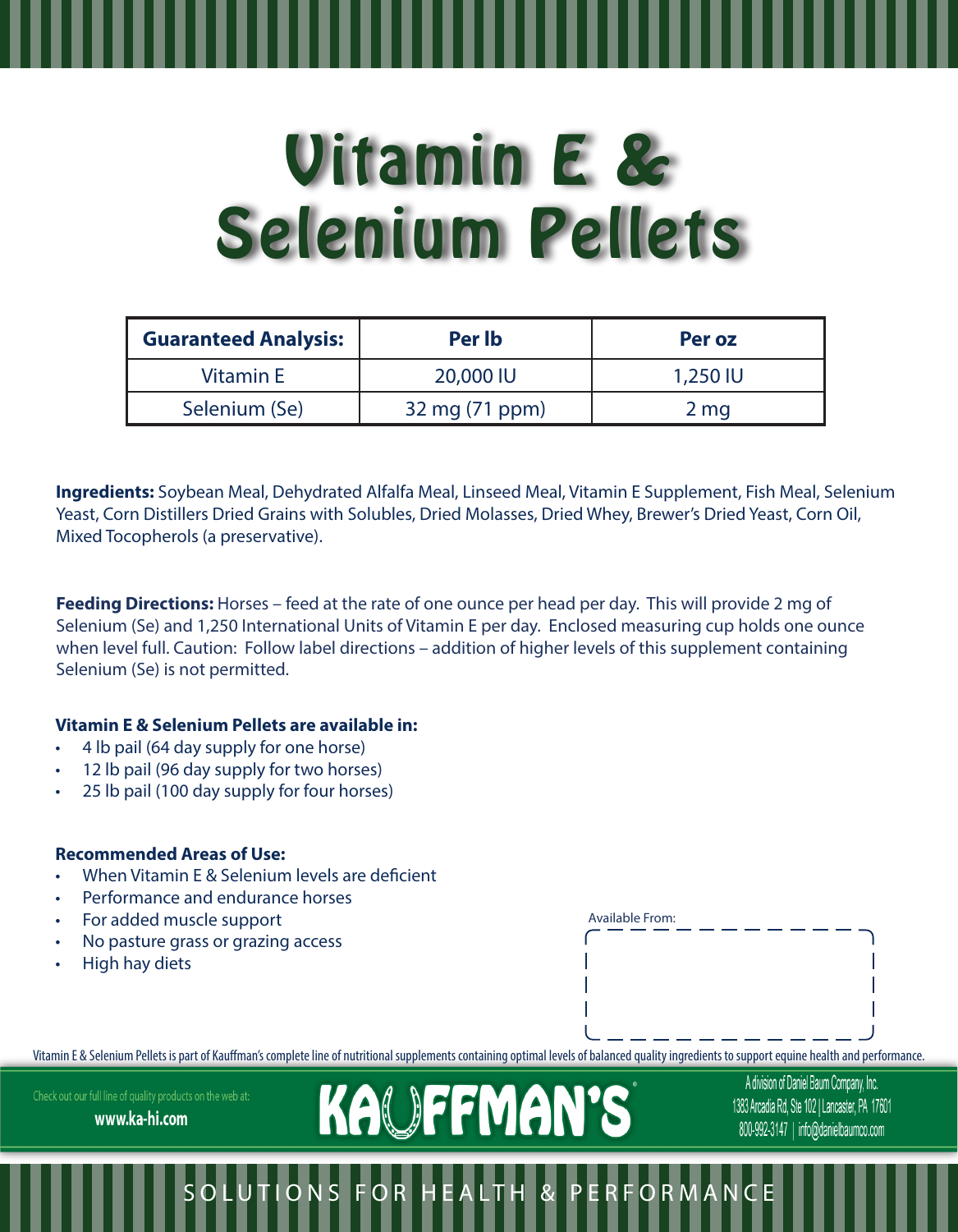# Vitamin E & Selenium Pellets

| Guaranteed Analysis: | Per lb | Per oz |
|---|---|---|
| Vitamin E | 20,000 IU | 1,250 IU |
| Selenium (Se) | 32 mg (71 ppm) | 2 mg |

**Ingredients:** Soybean Meal, Dehydrated Alfalfa Meal, Linseed Meal, Vitamin E Supplement, Fish Meal, Selenium Yeast, Corn Distillers Dried Grains with Solubles, Dried Molasses, Dried Whey, Brewer's Dried Yeast, Corn Oil, Mixed Tocopherols (a preservative).

**Feeding Directions:** Horses – feed at the rate of one ounce per head per day. This will provide 2 mg of Selenium (Se) and 1,250 International Units of Vitamin E per day. Enclosed measuring cup holds one ounce when level full. Caution: Follow label directions – addition of higher levels of this supplement containing Selenium (Se) is not permitted.

**Vitamin E & Selenium Pellets are available in:**

- 4 lb pail (64 day supply for one horse)
- 12 lb pail (96 day supply for two horses)
- 25 lb pail (100 day supply for four horses)

**Recommended Areas of Use:**

- When Vitamin E & Selenium levels are deficient
- Performance and endurance horses
- For added muscle support
- No pasture grass or grazing access
- High hay diets

Available From:

Vitamin E & Selenium Pellets is part of Kauffman's complete line of nutritional supplements containing optimal levels of balanced quality ingredients to support equine health and performance.

Check out our full line of quality products on the web at:
**www.ka-hi.com**

KAUFFMAN'S®

A division of Daniel Baum Company, Inc.
1383 Arcadia Rd, Ste 102 | Lancaster, PA 17601
800-992-3147 | info@danielbaumco.com

SOLUTIONS FOR HEALTH & PERFORMANCE